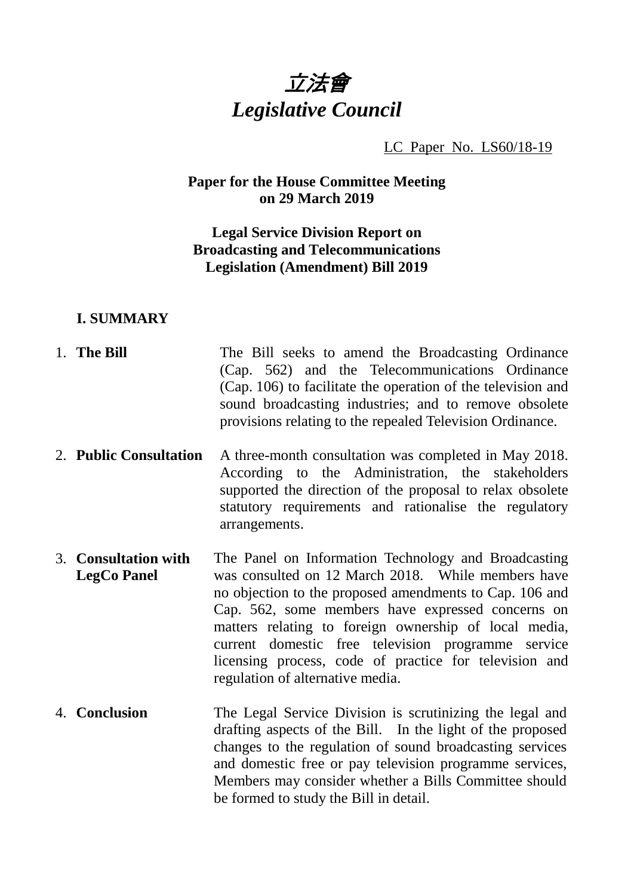# *立法會*
# *Legislative Council*

LC Paper No. LS60/18-19

**Paper for the House Committee Meeting on 29 March 2019**

**Legal Service Division Report on Broadcasting and Telecommunications Legislation (Amendment) Bill 2019**

## I. SUMMARY

1. **The Bill** — The Bill seeks to amend the Broadcasting Ordinance (Cap. 562) and the Telecommunications Ordinance (Cap. 106) to facilitate the operation of the television and sound broadcasting industries; and to remove obsolete provisions relating to the repealed Television Ordinance.

2. **Public Consultation** — A three-month consultation was completed in May 2018. According to the Administration, the stakeholders supported the direction of the proposal to relax obsolete statutory requirements and rationalise the regulatory arrangements.

3. **Consultation with LegCo Panel** — The Panel on Information Technology and Broadcasting was consulted on 12 March 2018. While members have no objection to the proposed amendments to Cap. 106 and Cap. 562, some members have expressed concerns on matters relating to foreign ownership of local media, current domestic free television programme service licensing process, code of practice for television and regulation of alternative media.

4. **Conclusion** — The Legal Service Division is scrutinizing the legal and drafting aspects of the Bill. In the light of the proposed changes to the regulation of sound broadcasting services and domestic free or pay television programme services, Members may consider whether a Bills Committee should be formed to study the Bill in detail.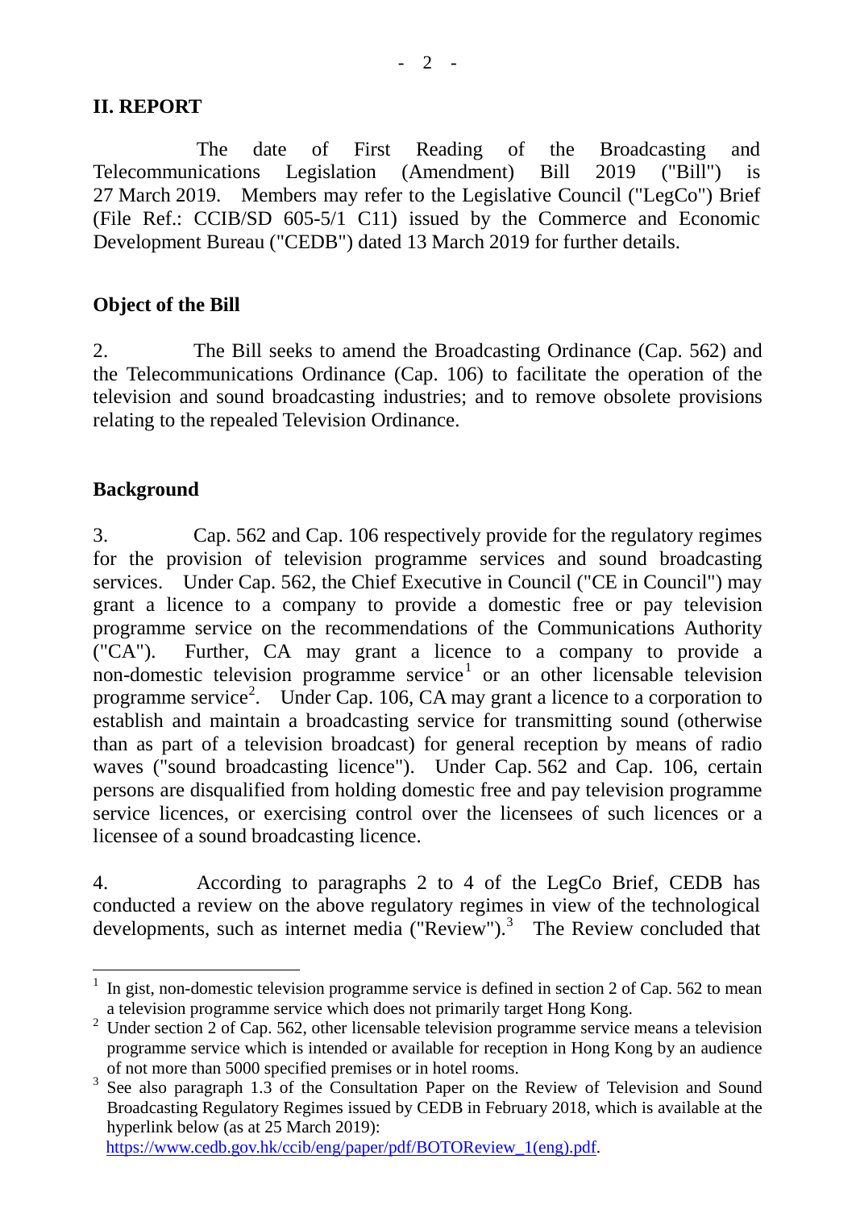## II. REPORT

The date of First Reading of the Broadcasting and Telecommunications Legislation (Amendment) Bill 2019 ("Bill") is 27 March 2019. Members may refer to the Legislative Council ("LegCo") Brief (File Ref.: CCIB/SD 605-5/1 C11) issued by the Commerce and Economic Development Bureau ("CEDB") dated 13 March 2019 for further details.

### Object of the Bill

2. The Bill seeks to amend the Broadcasting Ordinance (Cap. 562) and the Telecommunications Ordinance (Cap. 106) to facilitate the operation of the television and sound broadcasting industries; and to remove obsolete provisions relating to the repealed Television Ordinance.

### Background

3. Cap. 562 and Cap. 106 respectively provide for the regulatory regimes for the provision of television programme services and sound broadcasting services. Under Cap. 562, the Chief Executive in Council ("CE in Council") may grant a licence to a company to provide a domestic free or pay television programme service on the recommendations of the Communications Authority ("CA"). Further, CA may grant a licence to a company to provide a non-domestic television programme service[1] or an other licensable television programme service[2]. Under Cap. 106, CA may grant a licence to a corporation to establish and maintain a broadcasting service for transmitting sound (otherwise than as part of a television broadcast) for general reception by means of radio waves ("sound broadcasting licence"). Under Cap. 562 and Cap. 106, certain persons are disqualified from holding domestic free and pay television programme service licences, or exercising control over the licensees of such licences or a licensee of a sound broadcasting licence.

4. According to paragraphs 2 to 4 of the LegCo Brief, CEDB has conducted a review on the above regulatory regimes in view of the technological developments, such as internet media ("Review").[3] The Review concluded that

---

[1] In gist, non-domestic television programme service is defined in section 2 of Cap. 562 to mean a television programme service which does not primarily target Hong Kong.

[2] Under section 2 of Cap. 562, other licensable television programme service means a television programme service which is intended or available for reception in Hong Kong by an audience of not more than 5000 specified premises or in hotel rooms.

[3] See also paragraph 1.3 of the Consultation Paper on the Review of Television and Sound Broadcasting Regulatory Regimes issued by CEDB in February 2018, which is available at the hyperlink below (as at 25 March 2019): https://www.cedb.gov.hk/ccib/eng/paper/pdf/BOTOReview_1(eng).pdf.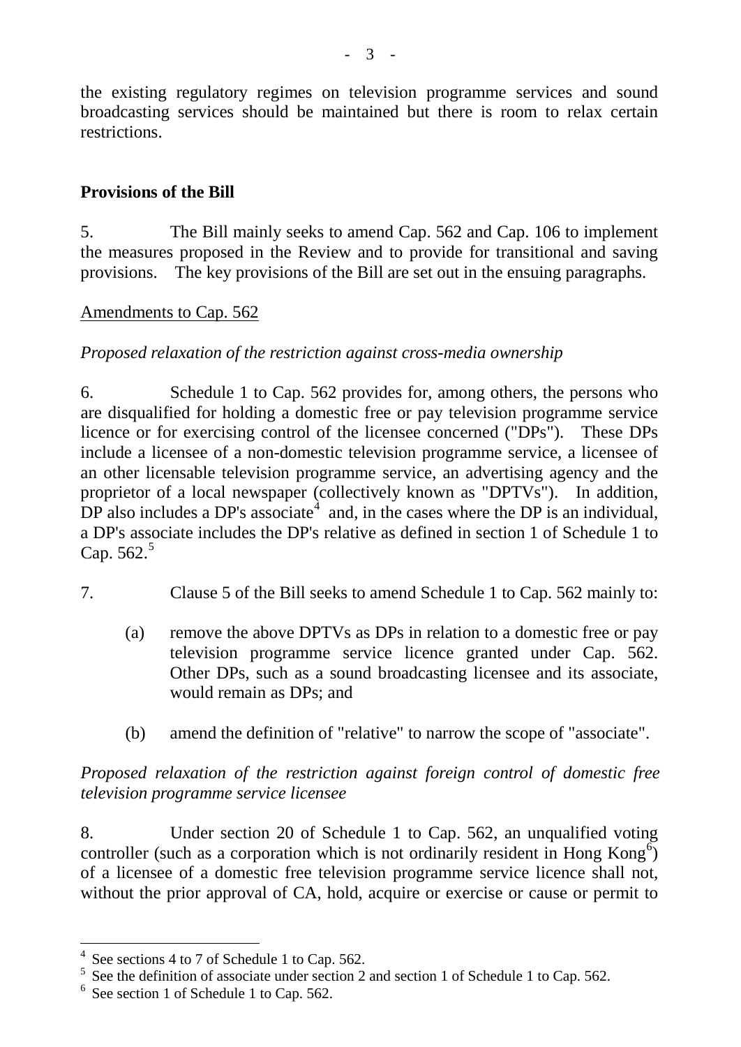the existing regulatory regimes on television programme services and sound broadcasting services should be maintained but there is room to relax certain restrictions.

## Provisions of the Bill

5. The Bill mainly seeks to amend Cap. 562 and Cap. 106 to implement the measures proposed in the Review and to provide for transitional and saving provisions. The key provisions of the Bill are set out in the ensuing paragraphs.

<u>Amendments to Cap. 562</u>

*Proposed relaxation of the restriction against cross-media ownership*

6. Schedule 1 to Cap. 562 provides for, among others, the persons who are disqualified for holding a domestic free or pay television programme service licence or for exercising control of the licensee concerned ("DPs"). These DPs include a licensee of a non-domestic television programme service, a licensee of an other licensable television programme service, an advertising agency and the proprietor of a local newspaper (collectively known as "DPTVs"). In addition, DP also includes a DP's associate[4] and, in the cases where the DP is an individual, a DP's associate includes the DP's relative as defined in section 1 of Schedule 1 to Cap. 562.[5]

7. Clause 5 of the Bill seeks to amend Schedule 1 to Cap. 562 mainly to:

(a) remove the above DPTVs as DPs in relation to a domestic free or pay television programme service licence granted under Cap. 562. Other DPs, such as a sound broadcasting licensee and its associate, would remain as DPs; and

(b) amend the definition of "relative" to narrow the scope of "associate".

*Proposed relaxation of the restriction against foreign control of domestic free television programme service licensee*

8. Under section 20 of Schedule 1 to Cap. 562, an unqualified voting controller (such as a corporation which is not ordinarily resident in Hong Kong[6]) of a licensee of a domestic free television programme service licence shall not, without the prior approval of CA, hold, acquire or exercise or cause or permit to

---

[4] See sections 4 to 7 of Schedule 1 to Cap. 562.

[5] See the definition of associate under section 2 and section 1 of Schedule 1 to Cap. 562.

[6] See section 1 of Schedule 1 to Cap. 562.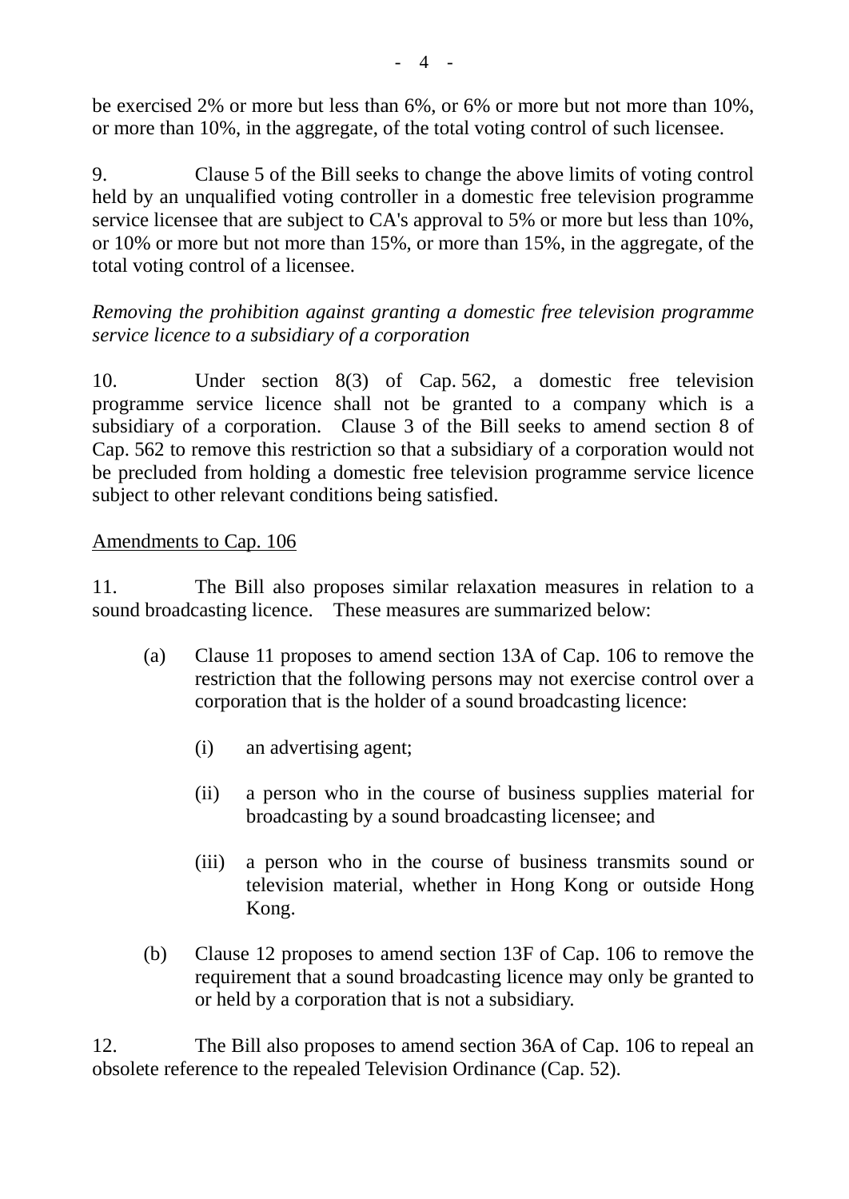be exercised 2% or more but less than 6%, or 6% or more but not more than 10%, or more than 10%, in the aggregate, of the total voting control of such licensee.

9. Clause 5 of the Bill seeks to change the above limits of voting control held by an unqualified voting controller in a domestic free television programme service licensee that are subject to CA's approval to 5% or more but less than 10%, or 10% or more but not more than 15%, or more than 15%, in the aggregate, of the total voting control of a licensee.

*Removing the prohibition against granting a domestic free television programme service licence to a subsidiary of a corporation*

10. Under section 8(3) of Cap. 562, a domestic free television programme service licence shall not be granted to a company which is a subsidiary of a corporation. Clause 3 of the Bill seeks to amend section 8 of Cap. 562 to remove this restriction so that a subsidiary of a corporation would not be precluded from holding a domestic free television programme service licence subject to other relevant conditions being satisfied.

<u>Amendments to Cap. 106</u>

11. The Bill also proposes similar relaxation measures in relation to a sound broadcasting licence. These measures are summarized below:

(a) Clause 11 proposes to amend section 13A of Cap. 106 to remove the restriction that the following persons may not exercise control over a corporation that is the holder of a sound broadcasting licence:

   (i) an advertising agent;

   (ii) a person who in the course of business supplies material for broadcasting by a sound broadcasting licensee; and

   (iii) a person who in the course of business transmits sound or television material, whether in Hong Kong or outside Hong Kong.

(b) Clause 12 proposes to amend section 13F of Cap. 106 to remove the requirement that a sound broadcasting licence may only be granted to or held by a corporation that is not a subsidiary.

12. The Bill also proposes to amend section 36A of Cap. 106 to repeal an obsolete reference to the repealed Television Ordinance (Cap. 52).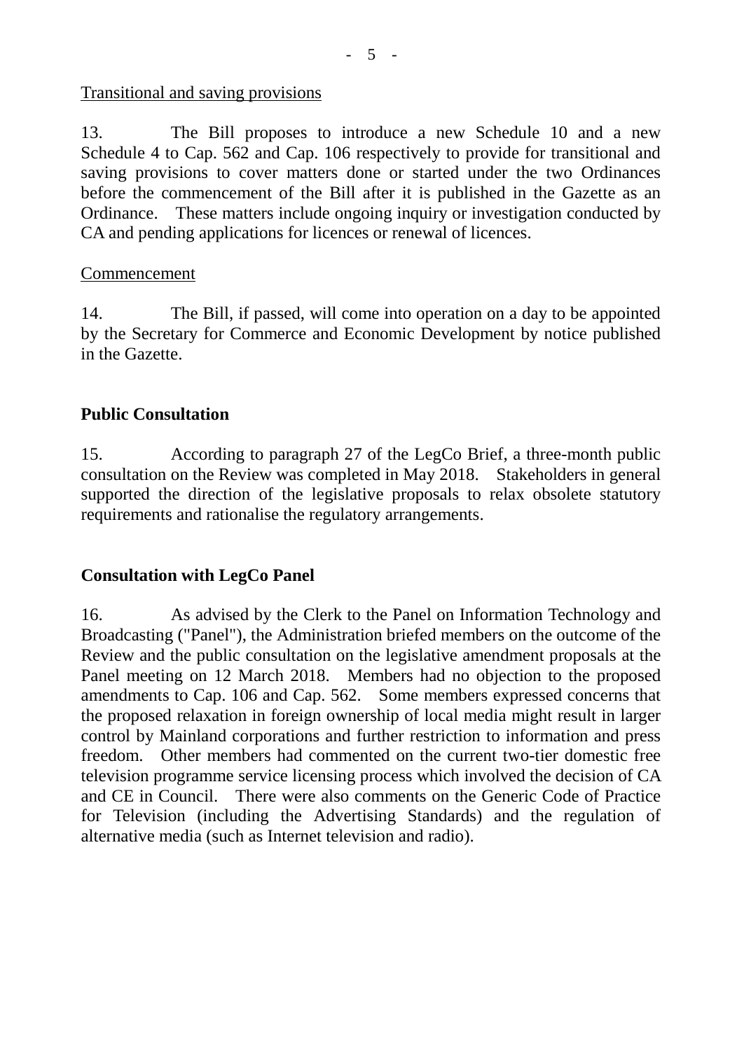Transitional and saving provisions

13. The Bill proposes to introduce a new Schedule 10 and a new Schedule 4 to Cap. 562 and Cap. 106 respectively to provide for transitional and saving provisions to cover matters done or started under the two Ordinances before the commencement of the Bill after it is published in the Gazette as an Ordinance. These matters include ongoing inquiry or investigation conducted by CA and pending applications for licences or renewal of licences.

Commencement

14. The Bill, if passed, will come into operation on a day to be appointed by the Secretary for Commerce and Economic Development by notice published in the Gazette.

## Public Consultation

15. According to paragraph 27 of the LegCo Brief, a three-month public consultation on the Review was completed in May 2018. Stakeholders in general supported the direction of the legislative proposals to relax obsolete statutory requirements and rationalise the regulatory arrangements.

## Consultation with LegCo Panel

16. As advised by the Clerk to the Panel on Information Technology and Broadcasting ("Panel"), the Administration briefed members on the outcome of the Review and the public consultation on the legislative amendment proposals at the Panel meeting on 12 March 2018. Members had no objection to the proposed amendments to Cap. 106 and Cap. 562. Some members expressed concerns that the proposed relaxation in foreign ownership of local media might result in larger control by Mainland corporations and further restriction to information and press freedom. Other members had commented on the current two-tier domestic free television programme service licensing process which involved the decision of CA and CE in Council. There were also comments on the Generic Code of Practice for Television (including the Advertising Standards) and the regulation of alternative media (such as Internet television and radio).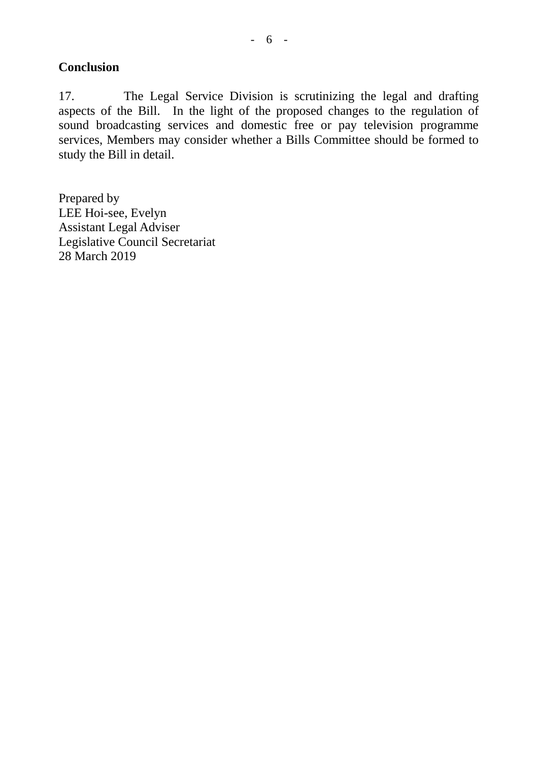## Conclusion

17. The Legal Service Division is scrutinizing the legal and drafting aspects of the Bill. In the light of the proposed changes to the regulation of sound broadcasting services and domestic free or pay television programme services, Members may consider whether a Bills Committee should be formed to study the Bill in detail.

Prepared by
LEE Hoi-see, Evelyn
Assistant Legal Adviser
Legislative Council Secretariat
28 March 2019